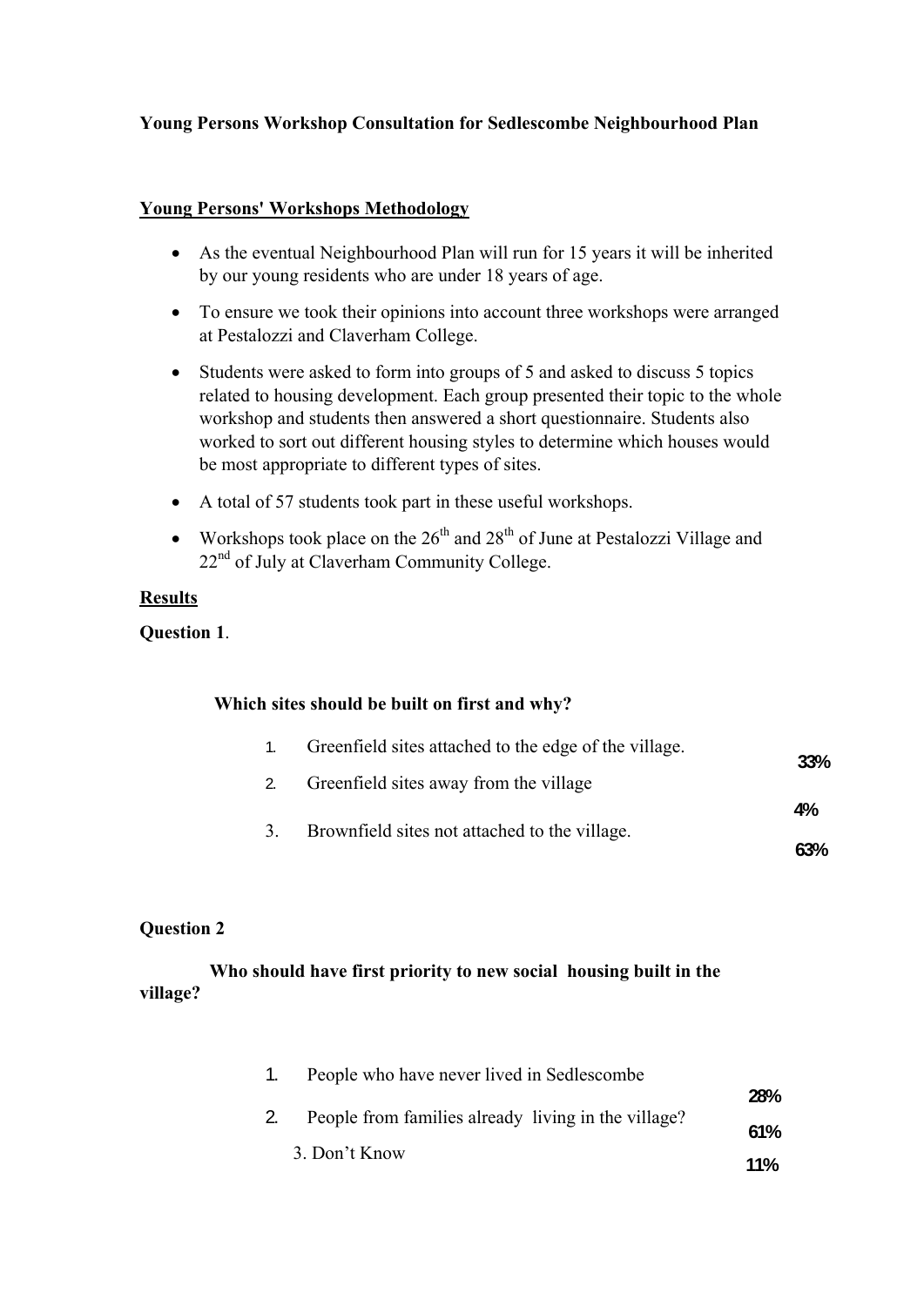**Young Persons Workshop Consultation for Sedlescombe Neighbourhood Plan**

**Young Persons' Workshops Methodology**

- As the eventual Neighbourhood Plan will run for 15 years it will be inherited by our young residents who are under 18 years of age.
- To ensure we took their opinions into account three workshops were arranged at Pestalozzi and Claverham College.
- Students were asked to form into groups of 5 and asked to discuss 5 topics related to housing development. Each group presented their topic to the whole workshop and students then answered a short questionnaire. Students also worked to sort out different housing styles to determine which houses would be most appropriate to different types of sites.
- A total of 57 students took part in these useful workshops.
- Workshops took place on the 26th and 28th of June at Pestalozzi Village and 22nd of July at Claverham Community College.

**Results**

**Question 1**.

**Which sites should be built on first and why?**

| Option | % |
|---|---|
| 1. Greenfield sites attached to the edge of the village. | 33% |
| 2. Greenfield sites away from the village | 4% |
| 3. Brownfield sites not attached to the village. | 63% |

**Question 2**

**Who should have first priority to new social housing built in the village?**

| Option | % |
|---|---|
| 1. People who have never lived in Sedlescombe | 28% |
| 2. People from families already living in the village? | 61% |
| 3. Don't Know | 11% |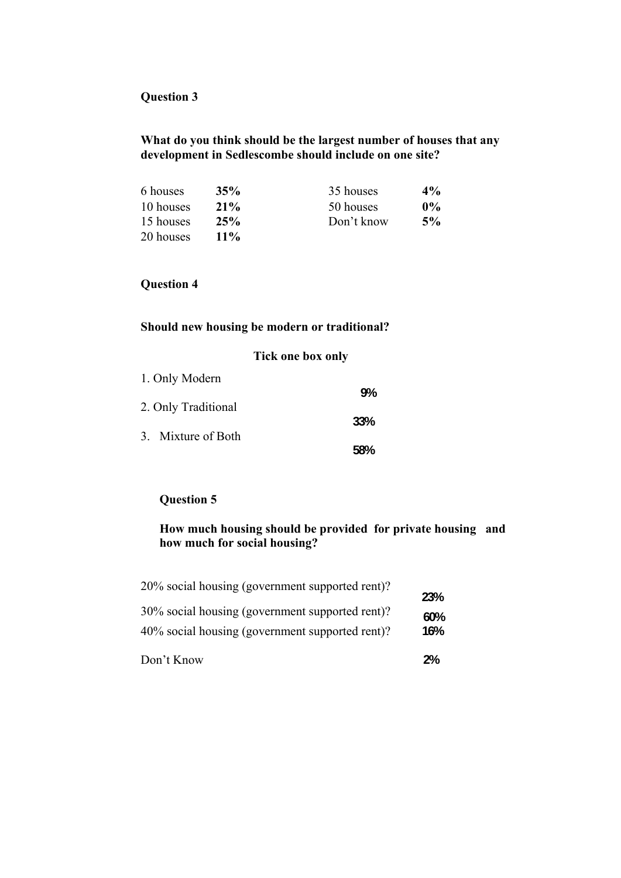**Question 3**

**What do you think should be the largest number of houses that any development in Sedlescombe should include on one site?**

| | | | |
|---|---|---|---|
| 6 houses | **35%** | 35 houses | **4%** |
| 10 houses | **21%** | 50 houses | **0%** |
| 15 houses | **25%** | Don't know | **5%** |
| 20 houses | **11%** | | |

**Question 4**

**Should new housing be modern or traditional?**

**Tick one box only**

| | |
|---|---|
| 1. Only Modern | **9%** |
| 2. Only Traditional | **33%** |
| 3. Mixture of Both | **58%** |

**Question 5**

**How much housing should be provided for private housing and how much for social housing?**

| | |
|---|---|
| 20% social housing (government supported rent)? | **23%** |
| 30% social housing (government supported rent)? | **60%** |
| 40% social housing (government supported rent)? | **16%** |
| Don't Know | **2%** |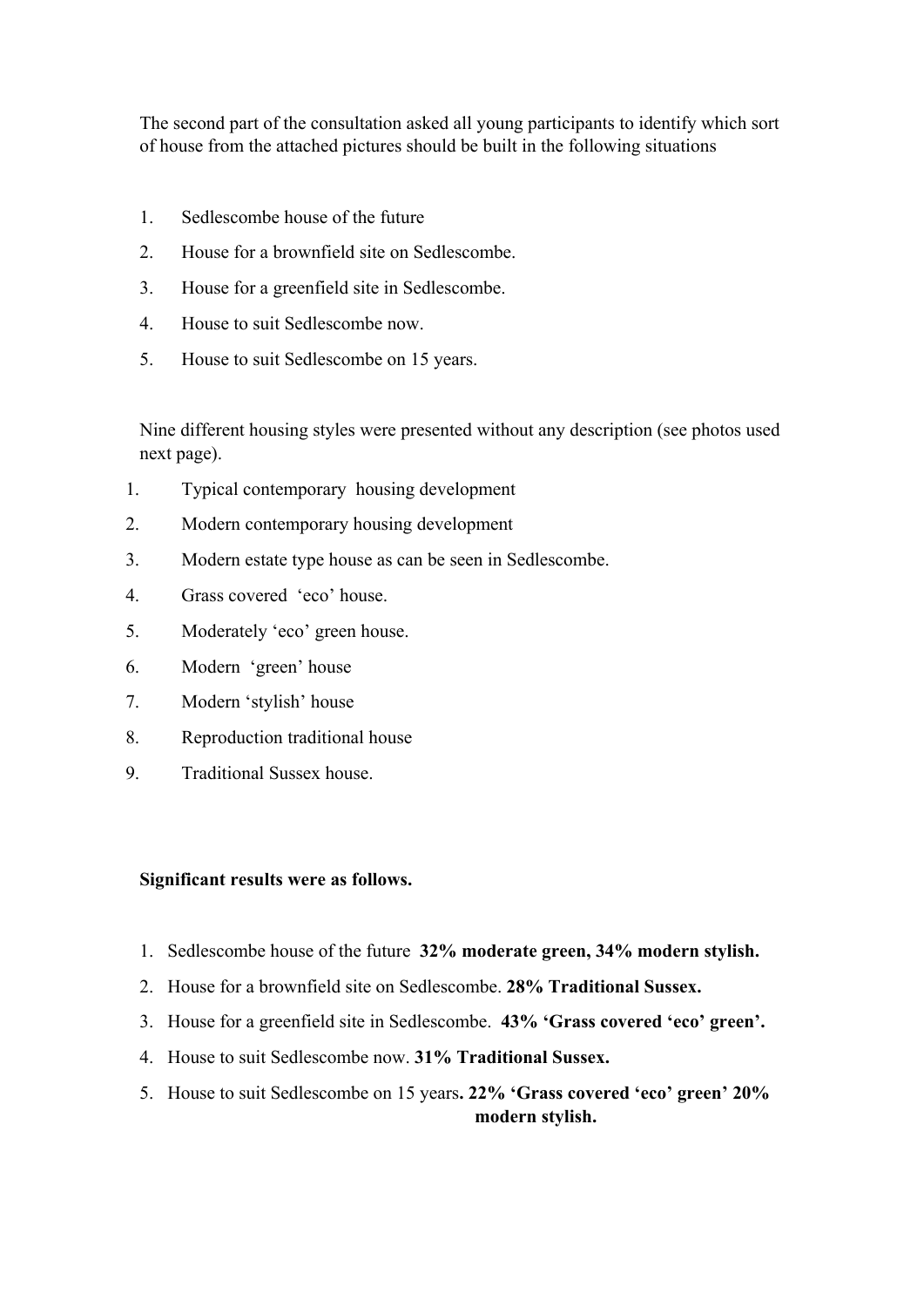The second part of the consultation asked all young participants to identify which sort of house from the attached pictures should be built in the following situations

1. Sedlescombe house of the future
2. House for a brownfield site on Sedlescombe.
3. House for a greenfield site in Sedlescombe.
4. House to suit Sedlescombe now.
5. House to suit Sedlescombe on 15 years.

Nine different housing styles were presented without any description (see photos used next page).

1. Typical contemporary housing development
2. Modern contemporary housing development
3. Modern estate type house as can be seen in Sedlescombe.
4. Grass covered 'eco' house.
5. Moderately 'eco' green house.
6. Modern 'green' house
7. Modern 'stylish' house
8. Reproduction traditional house
9. Traditional Sussex house.

**Significant results were as follows.**

1. Sedlescombe house of the future **32% moderate green, 34% modern stylish.**
2. House for a brownfield site on Sedlescombe. **28% Traditional Sussex.**
3. House for a greenfield site in Sedlescombe. **43% 'Grass covered 'eco' green'.**
4. House to suit Sedlescombe now. **31% Traditional Sussex.**
5. House to suit Sedlescombe on 15 years**. 22% 'Grass covered 'eco' green' 20% modern stylish.**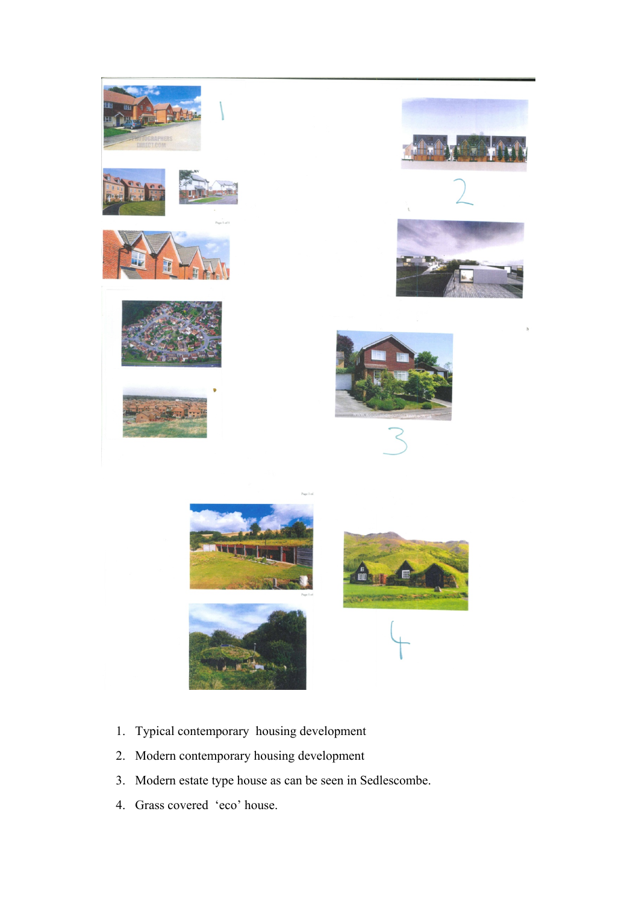1. Typical contemporary housing development
2. Modern contemporary housing development
3. Modern estate type house as can be seen in Sedlescombe.
4. Grass covered 'eco' house.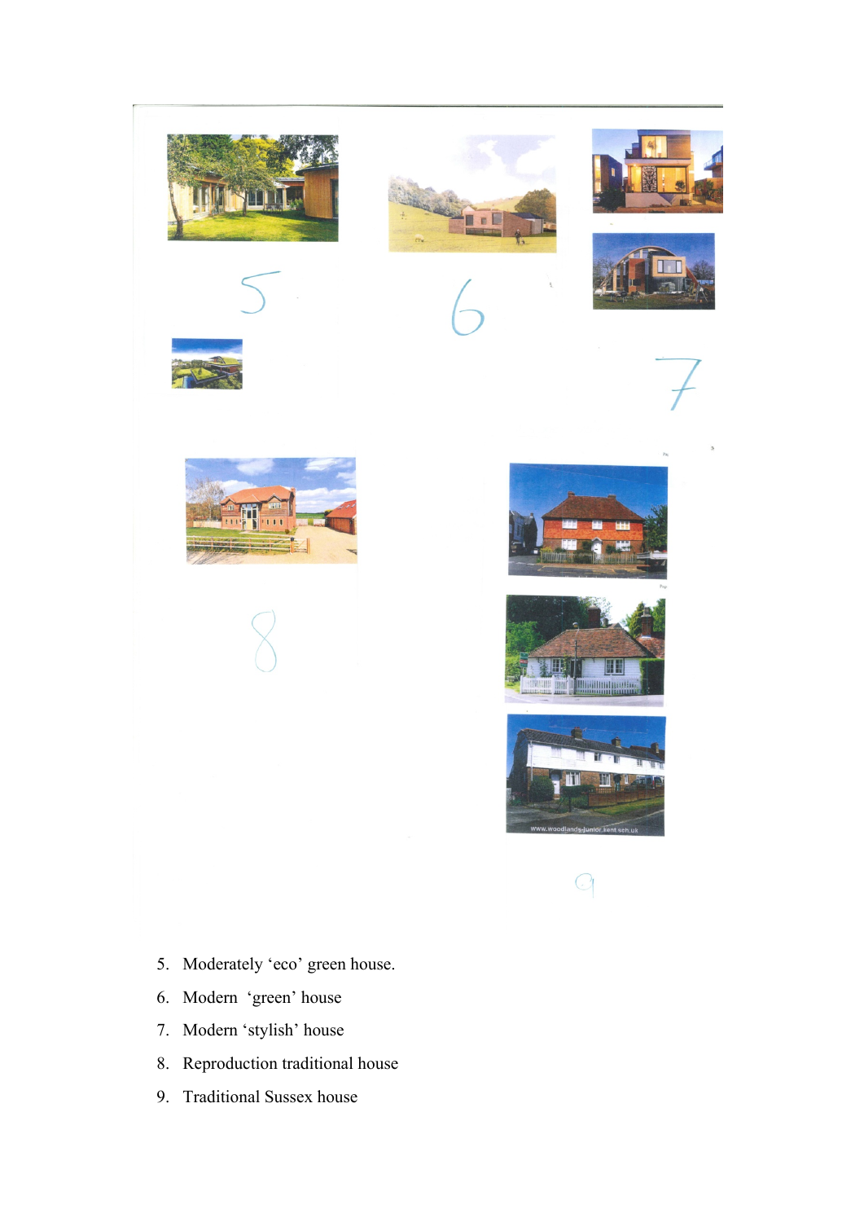5. Moderately 'eco' green house.
6. Modern 'green' house
7. Modern 'stylish' house
8. Reproduction traditional house
9. Traditional Sussex house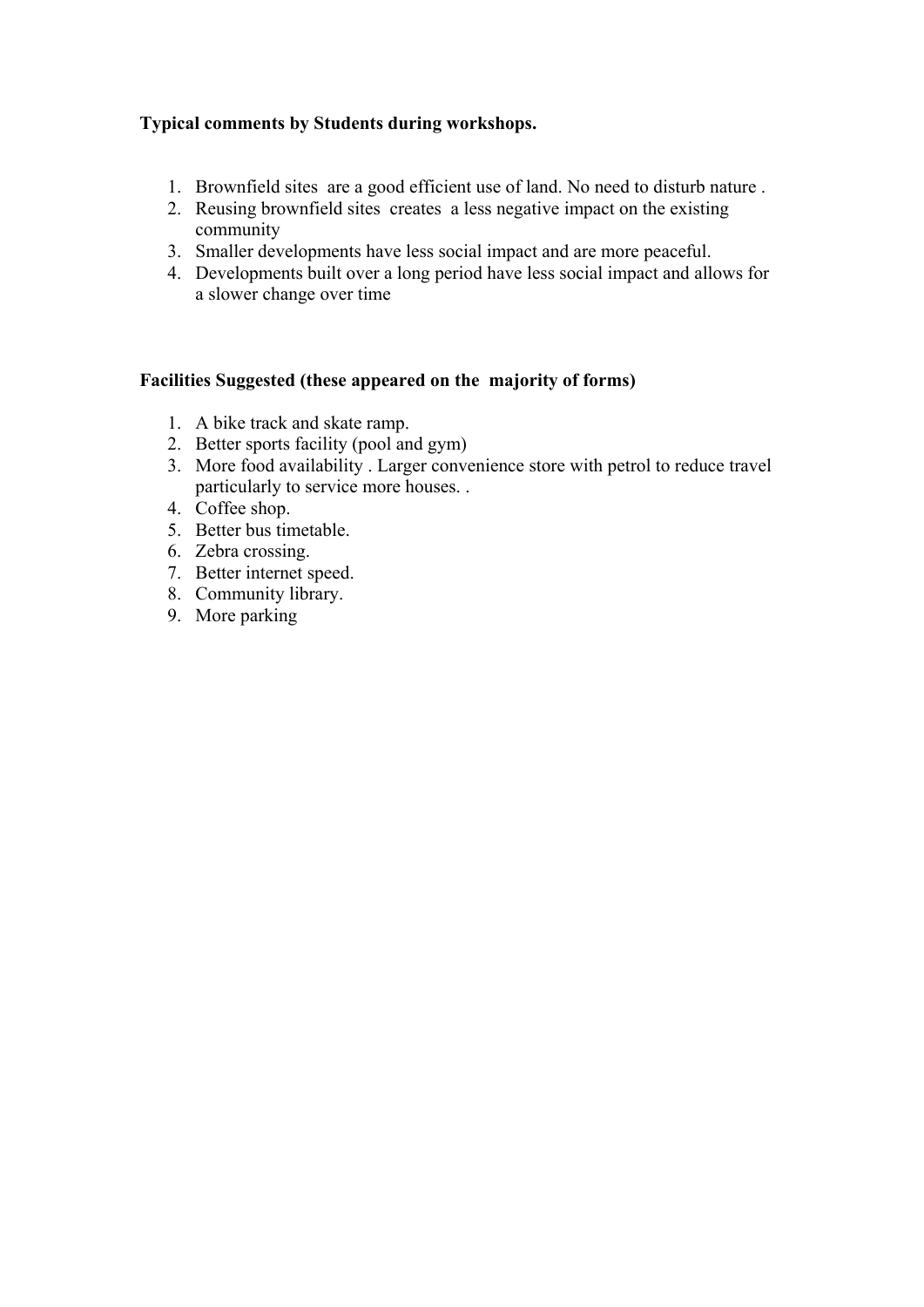**Typical comments by Students during workshops.**

1. Brownfield sites are a good efficient use of land. No need to disturb nature .
2. Reusing brownfield sites creates a less negative impact on the existing community
3. Smaller developments have less social impact and are more peaceful.
4. Developments built over a long period have less social impact and allows for a slower change over time

**Facilities Suggested (these appeared on the majority of forms)**

1. A bike track and skate ramp.
2. Better sports facility (pool and gym)
3. More food availability . Larger convenience store with petrol to reduce travel particularly to service more houses. .
4. Coffee shop.
5. Better bus timetable.
6. Zebra crossing.
7. Better internet speed.
8. Community library.
9. More parking